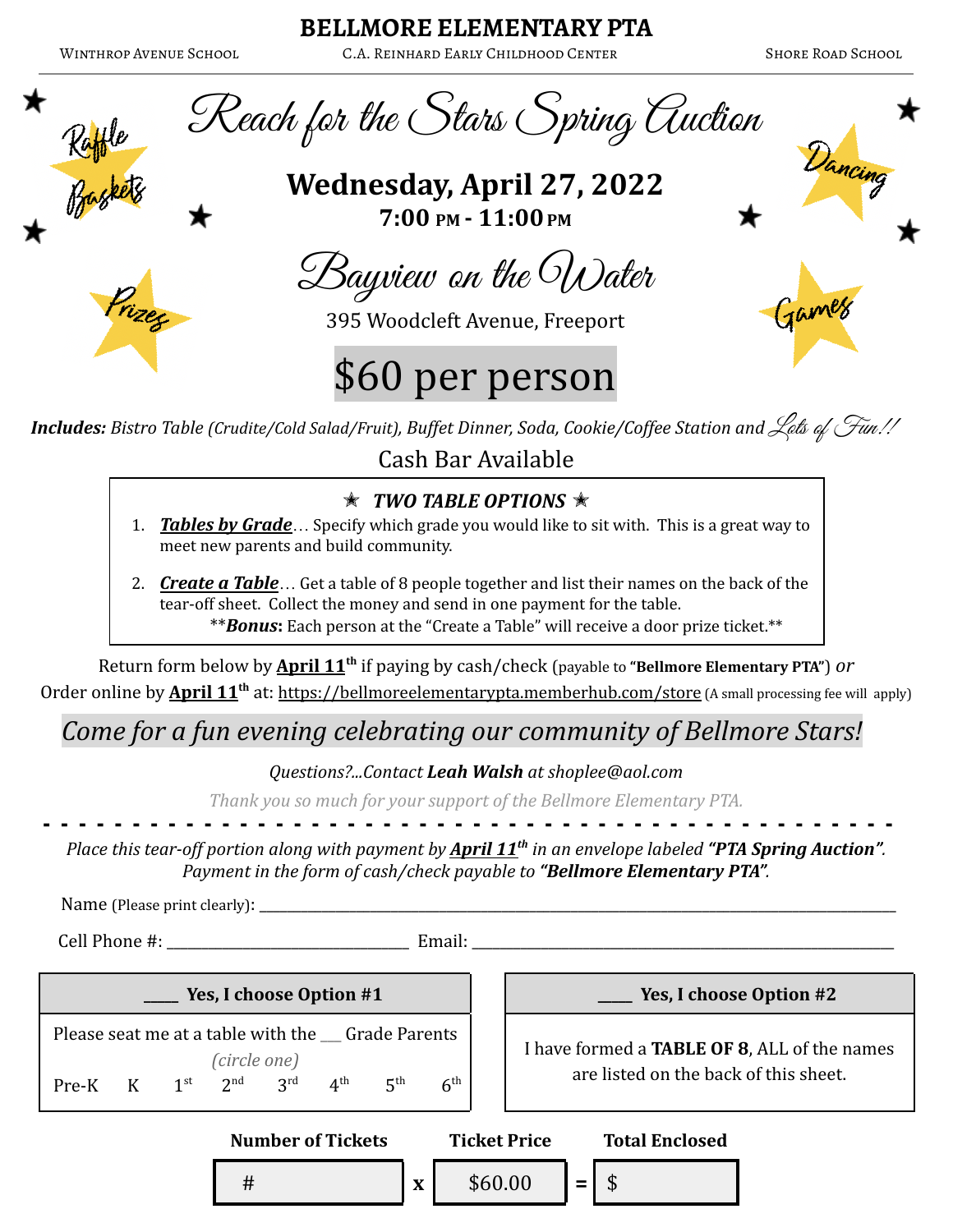# BELLMORE ELEMENTARY PTA

WINTHROP AVENUE SCHOOL — C.A. REINHARD EARLY CHILDHOOD CENTER — SHORE ROAD SCHOOL

## Reach for the Stars Spring Auction

Raffle Baskets · Dancing · Prizes · Games

**Wednesday, April 27, 2022**
**7:00 PM - 11:00 PM**

### Bayview on the Water

395 Woodcleft Avenue, Freeport

## $60 per person

***Includes:*** *Bistro Table (Crudite/Cold Salad/Fruit), Buffet Dinner, Soda, Cookie/Coffee Station and Lots of Fun!!*

Cash Bar Available

**★ *TWO TABLE OPTIONS* ★**

1. ***Tables by Grade***… Specify which grade you would like to sit with. This is a great way to meet new parents and build community.
2. ***Create a Table***… Get a table of 8 people together and list their names on the back of the tear-off sheet. Collect the money and send in one payment for the table.
   ***Bonus:** Each person at the "Create a Table" will receive a door prize ticket.**

Return form below by **April 11th** if paying by cash/check (payable to **"Bellmore Elementary PTA"**) *or*
Order online by **April 11th** at: https://bellmoreelementarypta.memberhub.com/store (A small processing fee will apply)

*Come for a fun evening celebrating our community of Bellmore Stars!*

*Questions?...Contact **Leah Walsh** at shoplee@aol.com*

*Thank you so much for your support of the Bellmore Elementary PTA.*

- - - - - - - - - - - - - - - - - - - - - - - - - - - - - - - - - - - - - - - -

*Place this tear-off portion along with payment by **April 11th** in an envelope labeled **"PTA Spring Auction"**.*
*Payment in the form of cash/check payable to **"Bellmore Elementary PTA"**.*

Name (Please print clearly): ______________________________________________

Cell Phone #: ________________________ Email: ______________________________

| ____ Yes, I choose Option #1 | ____ Yes, I choose Option #2 |
|---|---|
| Please seat me at a table with the __ Grade Parents *(circle one)* Pre-K K 1st 2nd 3rd 4th 5th 6th | I have formed a **TABLE OF 8**, ALL of the names are listed on the back of this sheet. |

| Number of Tickets | | Ticket Price | | Total Enclosed |
|---|---|---|---|---|
| # | x | $60.00 | = | $ |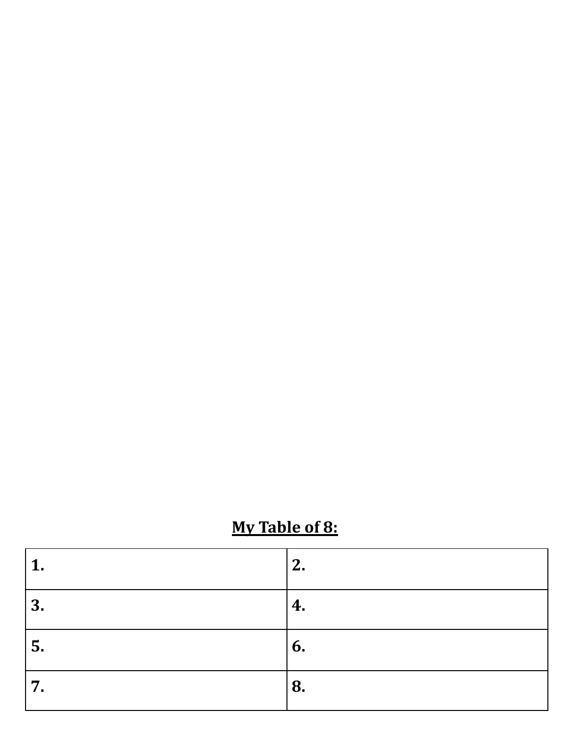**My Table of 8:**

| | |
|---|---|
| **1.** | **2.** |
| **3.** | **4.** |
| **5.** | **6.** |
| **7.** | **8.** |